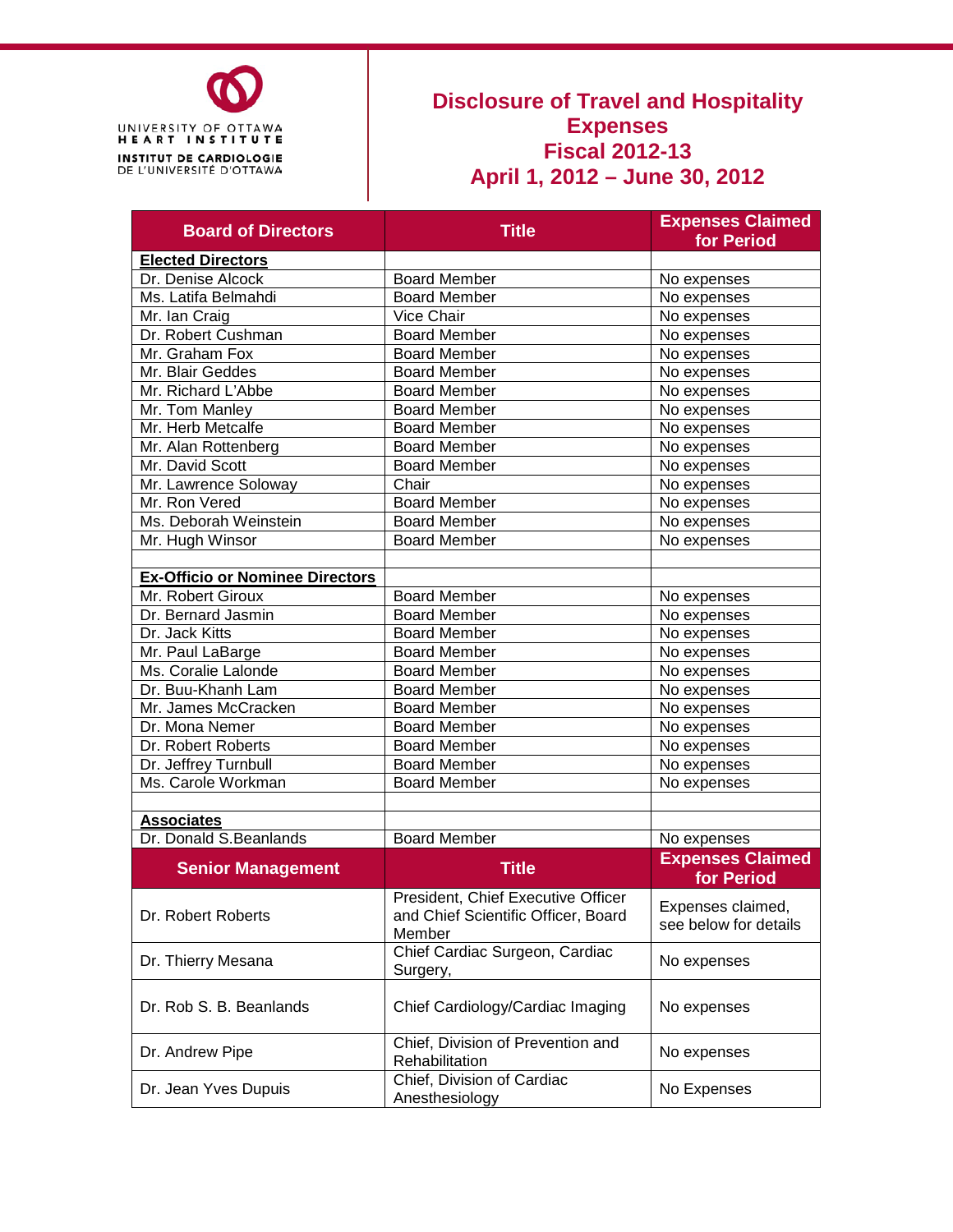UNIVERSITY OF OTTAWA HEART INSTITUTE
INSTITUT DE CARDIOLOGIE DE L'UNIVERSITÉ D'OTTAWA

# Disclosure of Travel and Hospitality Expenses
# Fiscal 2012-13
# April 1, 2012 – June 30, 2012

| Board of Directors | Title | Expenses Claimed for Period |
|---|---|---|
| **Elected Directors** | | |
| Dr. Denise Alcock | Board Member | No expenses |
| Ms. Latifa Belmahdi | Board Member | No expenses |
| Mr. Ian Craig | Vice Chair | No expenses |
| Dr. Robert Cushman | Board Member | No expenses |
| Mr. Graham Fox | Board Member | No expenses |
| Mr. Blair Geddes | Board Member | No expenses |
| Mr. Richard L'Abbe | Board Member | No expenses |
| Mr. Tom Manley | Board Member | No expenses |
| Mr. Herb Metcalfe | Board Member | No expenses |
| Mr. Alan Rottenberg | Board Member | No expenses |
| Mr. David Scott | Board Member | No expenses |
| Mr. Lawrence Soloway | Chair | No expenses |
| Mr. Ron Vered | Board Member | No expenses |
| Ms. Deborah Weinstein | Board Member | No expenses |
| Mr. Hugh Winsor | Board Member | No expenses |
| | | |
| **Ex-Officio or Nominee Directors** | | |
| Mr. Robert Giroux | Board Member | No expenses |
| Dr. Bernard Jasmin | Board Member | No expenses |
| Dr. Jack Kitts | Board Member | No expenses |
| Mr. Paul LaBarge | Board Member | No expenses |
| Ms. Coralie Lalonde | Board Member | No expenses |
| Dr. Buu-Khanh Lam | Board Member | No expenses |
| Mr. James McCracken | Board Member | No expenses |
| Dr. Mona Nemer | Board Member | No expenses |
| Dr. Robert Roberts | Board Member | No expenses |
| Dr. Jeffrey Turnbull | Board Member | No expenses |
| Ms. Carole Workman | Board Member | No expenses |
| | | |
| **Associates** | | |
| Dr. Donald S.Beanlands | Board Member | No expenses |

| Senior Management | Title | Expenses Claimed for Period |
|---|---|---|
| Dr. Robert Roberts | President, Chief Executive Officer and Chief Scientific Officer, Board Member | Expenses claimed, see below for details |
| Dr. Thierry Mesana | Chief Cardiac Surgeon, Cardiac Surgery, | No expenses |
| Dr. Rob S. B. Beanlands | Chief Cardiology/Cardiac Imaging | No expenses |
| Dr. Andrew Pipe | Chief, Division of Prevention and Rehabilitation | No expenses |
| Dr. Jean Yves Dupuis | Chief, Division of Cardiac Anesthesiology | No Expenses |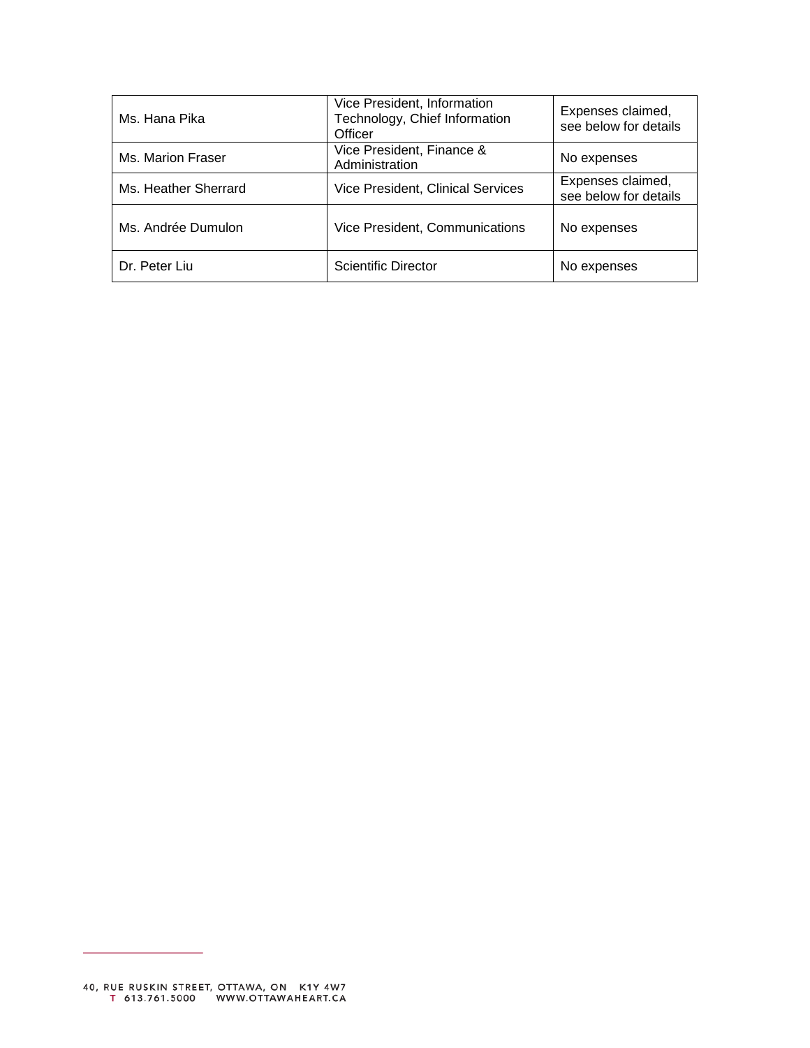| | | |
|---|---|---|
| Ms. Hana Pika | Vice President, Information Technology, Chief Information Officer | Expenses claimed, see below for details |
| Ms. Marion Fraser | Vice President, Finance & Administration | No expenses |
| Ms. Heather Sherrard | Vice President, Clinical Services | Expenses claimed, see below for details |
| Ms. Andrée Dumulon | Vice President, Communications | No expenses |
| Dr. Peter Liu | Scientific Director | No expenses |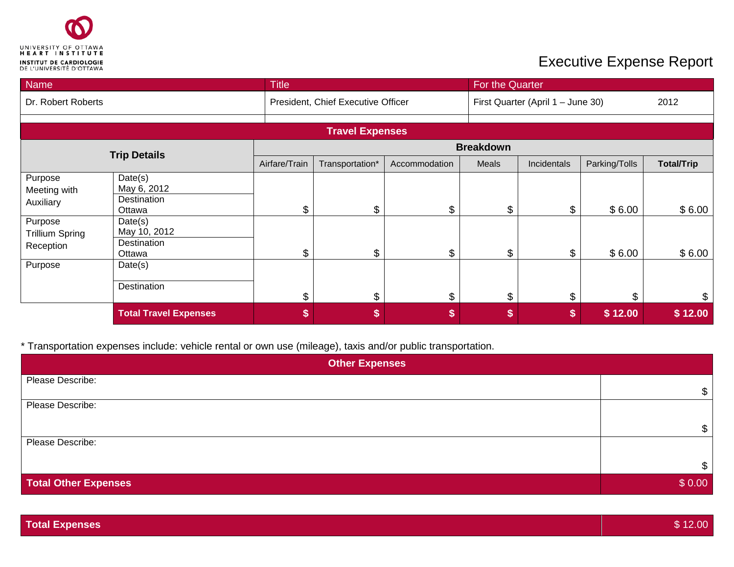UNIVERSITY OF OTTAWA HEART INSTITUTE
INSTITUT DE CARDIOLOGIE DE L'UNIVERSITÉ D'OTTAWA

# Executive Expense Report

| Name | Title | For the Quarter |
|---|---|---|
| Dr. Robert Roberts | President, Chief Executive Officer | First Quarter (April 1 – June 30) 2012 |

## Travel Expenses

| Trip Details | | Breakdown | | | | | | |
|---|---|---|---|---|---|---|---|---|
| | | Airfare/Train | Transportation* | Accommodation | Meals | Incidentals | Parking/Tolls | **Total/Trip** |
| Purpose Meeting with Auxiliary | Date(s) May 6, 2012 Destination Ottawa | $ | $ | $ | $ | $ | $ 6.00 | $ 6.00 |
| Purpose Trillium Spring Reception | Date(s) May 10, 2012 Destination Ottawa | $ | $ | $ | $ | $ | $ 6.00 | $ 6.00 |
| Purpose | Date(s) Destination | $ | $ | $ | $ | $ | $ | $ |
| | **Total Travel Expenses** | **$** | **$** | **$** | **$** | **$** | **$ 12.00** | **$ 12.00** |

* Transportation expenses include: vehicle rental or own use (mileage), taxis and/or public transportation.

## Other Expenses

| Other Expenses | |
|---|---|
| Please Describe: | $ |
| Please Describe: | $ |
| Please Describe: | $ |
| **Total Other Expenses** | $ 0.00 |

| **Total Expenses** | $ 12.00 |
|---|---|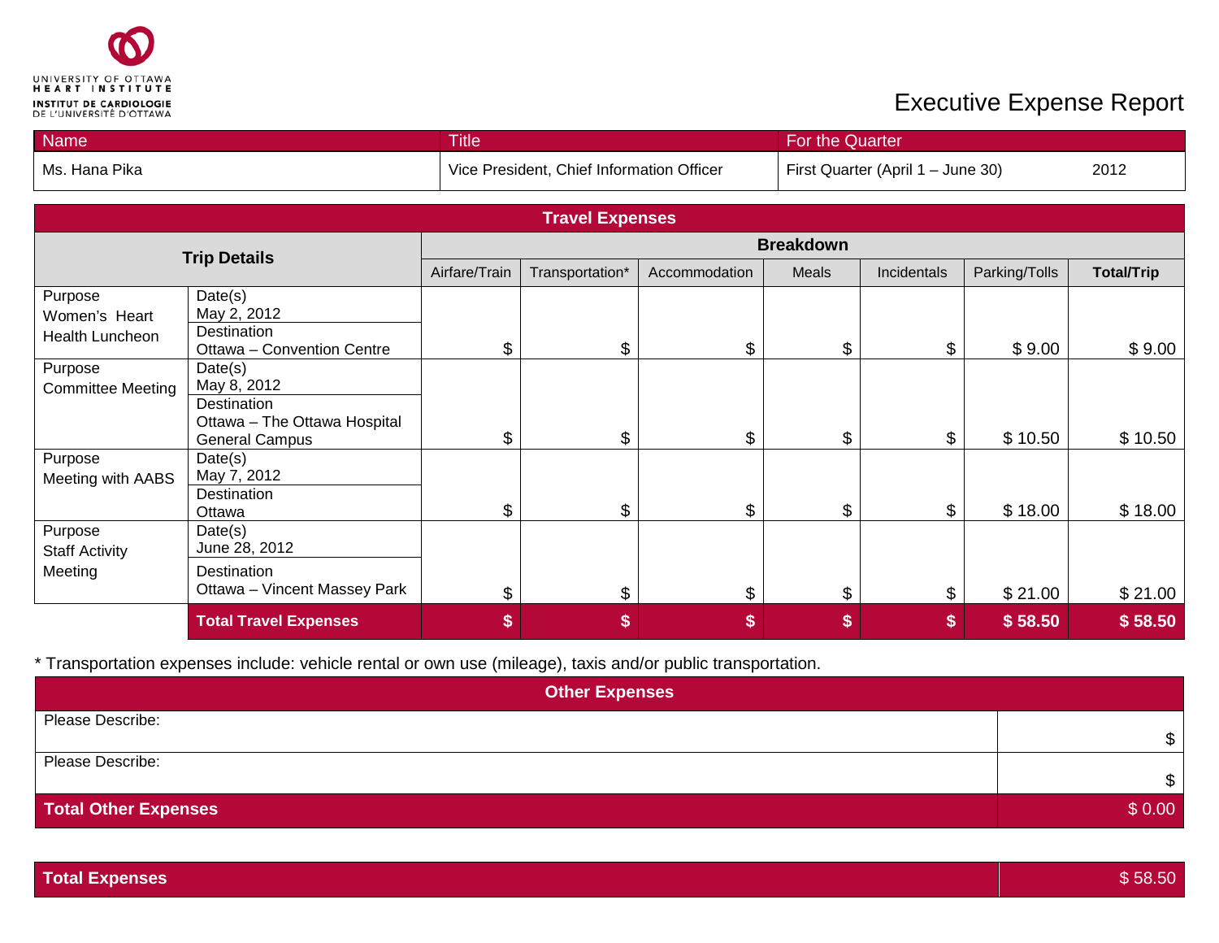UNIVERSITY OF OTTAWA HEART INSTITUTE
INSTITUT DE CARDIOLOGIE DE L'UNIVERSITÉ D'OTTAWA

# Executive Expense Report

| Name | Title | For the Quarter |
|---|---|---|
| Ms. Hana Pika | Vice President, Chief Information Officer | First Quarter (April 1 – June 30) 2012 |

| **Travel Expenses** | | | | | | | | | |
|---|---|---|---|---|---|---|---|---|---|
| **Trip Details** | | **Breakdown** | | | | | | | |
| | | Airfare/Train | Transportation* | Accommodation | Meals | Incidentals | Parking/Tolls | **Total/Trip** |
| Purpose Women's Heart Health Luncheon | Date(s) May 2, 2012; Destination Ottawa – Convention Centre | $ | $ | $ | $ | $ | $ 9.00 | $ 9.00 |
| Purpose Committee Meeting | Date(s) May 8, 2012; Destination Ottawa – The Ottawa Hospital General Campus | $ | $ | $ | $ | $ | $ 10.50 | $ 10.50 |
| Purpose Meeting with AABS | Date(s) May 7, 2012; Destination Ottawa | $ | $ | $ | $ | $ | $ 18.00 | $ 18.00 |
| Purpose Staff Activity Meeting | Date(s) June 28, 2012; Destination Ottawa – Vincent Massey Park | $ | $ | $ | $ | $ | $ 21.00 | $ 21.00 |
| | **Total Travel Expenses** | **$** | **$** | **$** | **$** | **$** | **$ 58.50** | **$ 58.50** |

* Transportation expenses include: vehicle rental or own use (mileage), taxis and/or public transportation.

| **Other Expenses** | |
|---|---|
| Please Describe: | $ |
| Please Describe: | $ |
| **Total Other Expenses** | $ 0.00 |

| **Total Expenses** | $ 58.50 |
|---|---|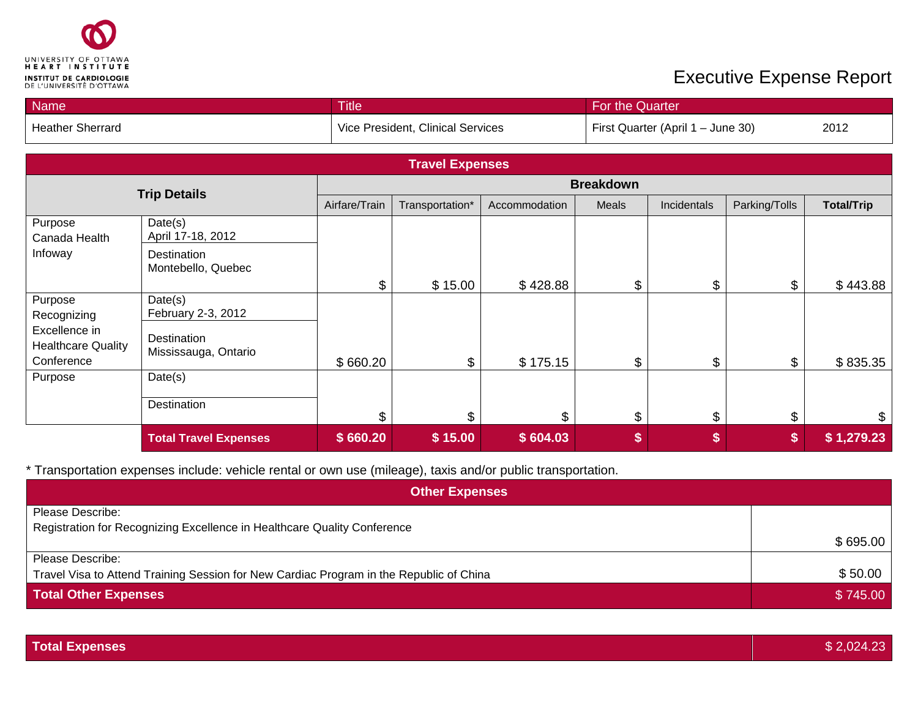UNIVERSITY OF OTTAWA HEART INSTITUTE
INSTITUT DE CARDIOLOGIE DE L'UNIVERSITÉ D'OTTAWA

# Executive Expense Report

| Name | Title | For the Quarter |
|---|---|---|
| Heather Sherrard | Vice President, Clinical Services | First Quarter (April 1 – June 30) 2012 |

## Travel Expenses

| Trip Details | | Breakdown | | | | | | |
|---|---|---|---|---|---|---|---|---|
| | | Airfare/Train | Transportation* | Accommodation | Meals | Incidentals | Parking/Tolls | **Total/Trip** |
| Purpose Canada Health Infoway | Date(s) April 17-18, 2012; Destination Montebello, Quebec | $ | $ 15.00 | $ 428.88 | $ | $ | $ | $ 443.88 |
| Purpose Recognizing Excellence in Healthcare Quality Conference | Date(s) February 2-3, 2012; Destination Mississauga, Ontario | $ 660.20 | $ | $ 175.15 | $ | $ | $ | $ 835.35 |
| Purpose | Date(s); Destination | $ | $ | $ | $ | $ | $ | $ |
| | **Total Travel Expenses** | **$ 660.20** | **$ 15.00** | **$ 604.03** | **$** | **$** | **$** | **$ 1,279.23** |

* Transportation expenses include: vehicle rental or own use (mileage), taxis and/or public transportation.

## Other Expenses

| | |
|---|---|
| Please Describe: Registration for Recognizing Excellence in Healthcare Quality Conference | $ 695.00 |
| Please Describe: Travel Visa to Attend Training Session for New Cardiac Program in the Republic of China | $ 50.00 |
| **Total Other Expenses** | $ 745.00 |

| | |
|---|---|
| **Total Expenses** | $ 2,024.23 |